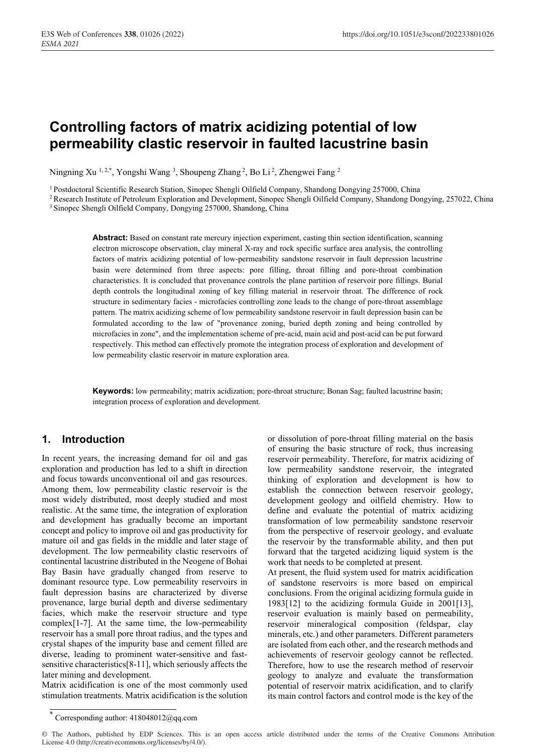# Controlling factors of matrix acidizing potential of low permeability clastic reservoir in faulted lacustrine basin

Ningning Xu [1,2,*], Yongshi Wang [3], Shoupeng Zhang [2], Bo Li [2], Zhengwei Fang [2]

[1] Postdoctoral Scientific Research Station, Sinopec Shengli Oilfield Company, Shandong Dongying 257000, China
[2] Research Institute of Petroleum Exploration and Development, Sinopec Shengli Oilfield Company, Shandong Dongying, 257022, China
[3] Sinopec Shengli Oilfield Company, Dongying 257000, Shandong, China

**Abstract:** Based on constant rate mercury injection experiment, casting thin section identification, scanning electron microscope observation, clay mineral X-ray and rock specific surface area analysis, the controlling factors of matrix acidizing potential of low-permeability sandstone reservoir in fault depression lacustrine basin were determined from three aspects: pore filling, throat filling and pore-throat combination characteristics. It is concluded that provenance controls the plane partition of reservoir pore fillings. Burial depth controls the longitudinal zoning of key filling material in reservoir throat. The difference of rock structure in sedimentary facies - microfacies controlling zone leads to the change of pore-throat assemblage pattern. The matrix acidizing scheme of low permeability sandstone reservoir in fault depression lacustrine basin can be formulated according to the law of "provenance zoning, buried depth zoning and being controlled by microfacies in zone", and the implementation scheme of pre-acid, main acid and post-acid can be put forward respectively. This method can effectively promote the integration process of exploration and development of low permeability clastic reservoir in mature exploration area.

**Keywords:** low permeability; matrix acidization; pore-throat structure; Bonan Sag; faulted lacustrine basin; integration process of exploration and development.

## 1. Introduction

In recent years, the increasing demand for oil and gas exploration and production has led to a shift in direction and focus towards unconventional oil and gas resources. Among them, low permeability clastic reservoir is the most widely distributed, most deeply studied and most realistic. At the same time, the integration of exploration and development has gradually become an important concept and policy to improve oil and gas productivity for mature oil and gas fields in the middle and later stage of development. The low permeability clastic reservoirs of continental lacustrine distributed in the Neogene of Bohai Bay Basin have gradually changed from reserve to dominant resource type. Low permeability reservoirs in fault depression basins are characterized by diverse provenance, large burial depth and diverse sedimentary facies, which make the reservoir structure and type complex[1-7]. At the same time, the low-permeability reservoir has a small pore throat radius, and the types and crystal shapes of the impurity base and cement filled are diverse, leading to prominent water-sensitive and fast-sensitive characteristics[8-11], which seriously affects the later mining and development.

Matrix acidification is one of the most commonly used stimulation treatments. Matrix acidification is the solution or dissolution of pore-throat filling material on the basis of ensuring the basic structure of rock, thus increasing reservoir permeability. Therefore, for matrix acidizing of low permeability sandstone reservoir, the integrated thinking of exploration and development is how to establish the connection between reservoir geology, development geology and oilfield chemistry. How to define and evaluate the potential of matrix acidizing transformation of low permeability sandstone reservoir from the perspective of reservoir geology, and evaluate the reservoir by the transformable ability, and then put forward that the targeted acidizing liquid system is the work that needs to be completed at present.

At present, the fluid system used for matrix acidification of sandstone reservoirs is more based on empirical conclusions. From the original acidizing formula guide in 1983[12] to the acidizing formula Guide in 2001[13], reservoir evaluation is mainly based on permeability, reservoir mineralogical composition (feldspar, clay minerals, etc.) and other parameters. Different parameters are isolated from each other, and the research methods and achievements of reservoir geology cannot be reflected. Therefore, how to use the research method of reservoir geology to analyze and evaluate the transformation potential of reservoir matrix acidification, and to clarify its main control factors and control mode is the key of the

* Corresponding author: 418048012@qq.com

© The Authors, published by EDP Sciences. This is an open access article distributed under the terms of the Creative Commons Attribution License 4.0 (http://creativecommons.org/licenses/by/4.0/).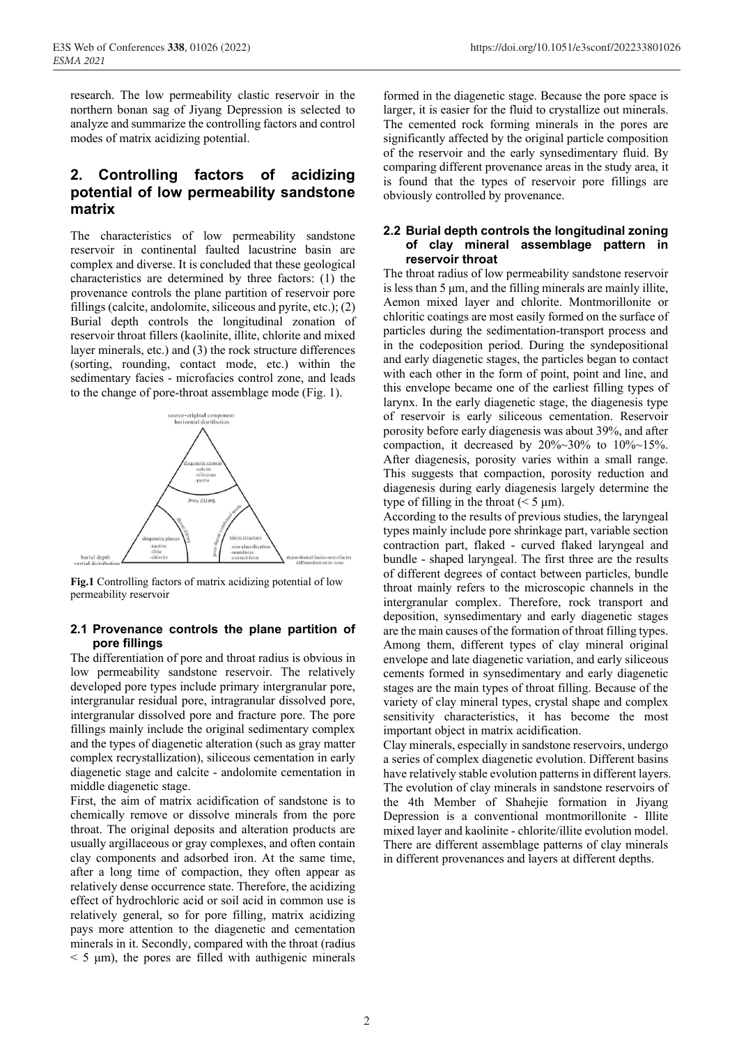research. The low permeability clastic reservoir in the northern bonan sag of Jiyang Depression is selected to analyze and summarize the controlling factors and control modes of matrix acidizing potential.

## 2. Controlling factors of acidizing potential of low permeability sandstone matrix

The characteristics of low permeability sandstone reservoir in continental faulted lacustrine basin are complex and diverse. It is concluded that these geological characteristics are determined by three factors: (1) the provenance controls the plane partition of reservoir pore fillings (calcite, andolomite, siliceous and pyrite, etc.); (2) Burial depth controls the longitudinal zonation of reservoir throat fillers (kaolinite, illite, chlorite and mixed layer minerals, etc.) and (3) the rock structure differences (sorting, rounding, contact mode, etc.) within the sedimentary facies - microfacies control zone, and leads to the change of pore-throat assemblage mode (Fig. 1).

**Fig.1** Controlling factors of matrix acidizing potential of low permeability reservoir

### 2.1 Provenance controls the plane partition of pore fillings

The differentiation of pore and throat radius is obvious in low permeability sandstone reservoir. The relatively developed pore types include primary intergranular pore, intergranular residual pore, intragranular dissolved pore, intergranular dissolved pore and fracture pore. The pore fillings mainly include the original sedimentary complex and the types of diagenetic alteration (such as gray matter complex recrystallization), siliceous cementation in early diagenetic stage and calcite - andolomite cementation in middle diagenetic stage.

First, the aim of matrix acidification of sandstone is to chemically remove or dissolve minerals from the pore throat. The original deposits and alteration products are usually argillaceous or gray complexes, and often contain clay components and adsorbed iron. At the same time, after a long time of compaction, they often appear as relatively dense occurrence state. Therefore, the acidizing effect of hydrochloric acid or soil acid in common use is relatively general, so for pore filling, matrix acidizing pays more attention to the diagenetic and cementation minerals in it. Secondly, compared with the throat (radius < 5 μm), the pores are filled with authigenic minerals formed in the diagenetic stage. Because the pore space is larger, it is easier for the fluid to crystallize out minerals. The cemented rock forming minerals in the pores are significantly affected by the original particle composition of the reservoir and the early synsedimentary fluid. By comparing different provenance areas in the study area, it is found that the types of reservoir pore fillings are obviously controlled by provenance.

### 2.2 Burial depth controls the longitudinal zoning of clay mineral assemblage pattern in reservoir throat

The throat radius of low permeability sandstone reservoir is less than 5 μm, and the filling minerals are mainly illite, Aemon mixed layer and chlorite. Montmorillonite or chloritic coatings are most easily formed on the surface of particles during the sedimentation-transport process and in the codeposition period. During the syndepositional and early diagenetic stages, the particles began to contact with each other in the form of point, point and line, and this envelope became one of the earliest filling types of larynx. In the early diagenetic stage, the diagenesis type of reservoir is early siliceous cementation. Reservoir porosity before early diagenesis was about 39%, and after compaction, it decreased by 20%~30% to 10%~15%. After diagenesis, porosity varies within a small range. This suggests that compaction, porosity reduction and diagenesis during early diagenesis largely determine the type of filling in the throat (< 5 μm).

According to the results of previous studies, the laryngeal types mainly include pore shrinkage part, variable section contraction part, flaked - curved flaked laryngeal and bundle - shaped laryngeal. The first three are the results of different degrees of contact between particles, bundle throat mainly refers to the microscopic channels in the intergranular complex. Therefore, rock transport and deposition, synsedimentary and early diagenetic stages are the main causes of the formation of throat filling types. Among them, different types of clay mineral original envelope and late diagenetic variation, and early siliceous cements formed in synsedimentary and early diagenetic stages are the main types of throat filling. Because of the variety of clay mineral types, crystal shape and complex sensitivity characteristics, it has become the most important object in matrix acidification.

Clay minerals, especially in sandstone reservoirs, undergo a series of complex diagenetic evolution. Different basins have relatively stable evolution patterns in different layers. The evolution of clay minerals in sandstone reservoirs of the 4th Member of Shahejie formation in Jiyang Depression is a conventional montmorillonite - Illite mixed layer and kaolinite - chlorite/illite evolution model. There are different assemblage patterns of clay minerals in different provenances and layers at different depths.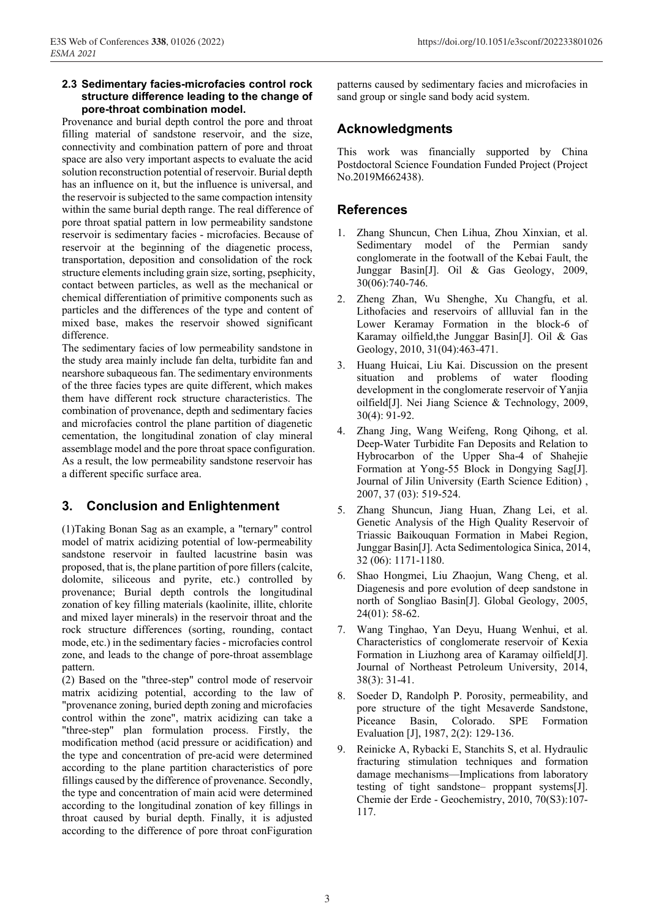### 2.3 Sedimentary facies-microfacies control rock structure difference leading to the change of pore-throat combination model.

Provenance and burial depth control the pore and throat filling material of sandstone reservoir, and the size, connectivity and combination pattern of pore and throat space are also very important aspects to evaluate the acid solution reconstruction potential of reservoir. Burial depth has an influence on it, but the influence is universal, and the reservoir is subjected to the same compaction intensity within the same burial depth range. The real difference of pore throat spatial pattern in low permeability sandstone reservoir is sedimentary facies - microfacies. Because of reservoir at the beginning of the diagenetic process, transportation, deposition and consolidation of the rock structure elements including grain size, sorting, psephicity, contact between particles, as well as the mechanical or chemical differentiation of primitive components such as particles and the differences of the type and content of mixed base, makes the reservoir showed significant difference.

The sedimentary facies of low permeability sandstone in the study area mainly include fan delta, turbidite fan and nearshore subaqueous fan. The sedimentary environments of the three facies types are quite different, which makes them have different rock structure characteristics. The combination of provenance, depth and sedimentary facies and microfacies control the plane partition of diagenetic cementation, the longitudinal zonation of clay mineral assemblage model and the pore throat space configuration. As a result, the low permeability sandstone reservoir has a different specific surface area.

## 3. Conclusion and Enlightenment

(1)Taking Bonan Sag as an example, a "ternary" control model of matrix acidizing potential of low-permeability sandstone reservoir in faulted lacustrine basin was proposed, that is, the plane partition of pore fillers (calcite, dolomite, siliceous and pyrite, etc.) controlled by provenance; Burial depth controls the longitudinal zonation of key filling materials (kaolinite, illite, chlorite and mixed layer minerals) in the reservoir throat and the rock structure differences (sorting, rounding, contact mode, etc.) in the sedimentary facies - microfacies control zone, and leads to the change of pore-throat assemblage pattern.

(2) Based on the "three-step" control mode of reservoir matrix acidizing potential, according to the law of "provenance zoning, buried depth zoning and microfacies control within the zone", matrix acidizing can take a "three-step" plan formulation process. Firstly, the modification method (acid pressure or acidification) and the type and concentration of pre-acid were determined according to the plane partition characteristics of pore fillings caused by the difference of provenance. Secondly, the type and concentration of main acid were determined according to the longitudinal zonation of key fillings in throat caused by burial depth. Finally, it is adjusted according to the difference of pore throat conFiguration patterns caused by sedimentary facies and microfacies in sand group or single sand body acid system.

## Acknowledgments

This work was financially supported by China Postdoctoral Science Foundation Funded Project (Project No.2019M662438).

## References

1. Zhang Shuncun, Chen Lihua, Zhou Xinxian, et al. Sedimentary model of the Permian sandy conglomerate in the footwall of the Kebai Fault, the Junggar Basin[J]. Oil & Gas Geology, 2009, 30(06):740-746.
2. Zheng Zhan, Wu Shenghe, Xu Changfu, et al. Lithofacies and reservoirs of allluvial fan in the Lower Keramay Formation in the block-6 of Karamay oilfield,the Junggar Basin[J]. Oil & Gas Geology, 2010, 31(04):463-471.
3. Huang Huicai, Liu Kai. Discussion on the present situation and problems of water flooding development in the conglomerate reservoir of Yanjia oilfield[J]. Nei Jiang Science & Technology, 2009, 30(4): 91-92.
4. Zhang Jing, Wang Weifeng, Rong Qihong, et al. Deep-Water Turbidite Fan Deposits and Relation to Hybrocarbon of the Upper Sha-4 of Shahejie Formation at Yong-55 Block in Dongying Sag[J]. Journal of Jilin University (Earth Science Edition) , 2007, 37 (03): 519-524.
5. Zhang Shuncun, Jiang Huan, Zhang Lei, et al. Genetic Analysis of the High Quality Reservoir of Triassic Baikouquan Formation in Mabei Region, Junggar Basin[J]. Acta Sedimentologica Sinica, 2014, 32 (06): 1171-1180.
6. Shao Hongmei, Liu Zhaojun, Wang Cheng, et al. Diagenesis and pore evolution of deep sandstone in north of Songliao Basin[J]. Global Geology, 2005, 24(01): 58-62.
7. Wang Tinghao, Yan Deyu, Huang Wenhui, et al. Characteristics of conglomerate reservoir of Kexia Formation in Liuzhong area of Karamay oilfield[J]. Journal of Northeast Petroleum University, 2014, 38(3): 31-41.
8. Soeder D, Randolph P. Porosity, permeability, and pore structure of the tight Mesaverde Sandstone, Piceance Basin, Colorado. SPE Formation Evaluation [J], 1987, 2(2): 129-136.
9. Reinicke A, Rybacki E, Stanchits S, et al. Hydraulic fracturing stimulation techniques and formation damage mechanisms—Implications from laboratory testing of tight sandstone– proppant systems[J]. Chemie der Erde - Geochemistry, 2010, 70(S3):107-117.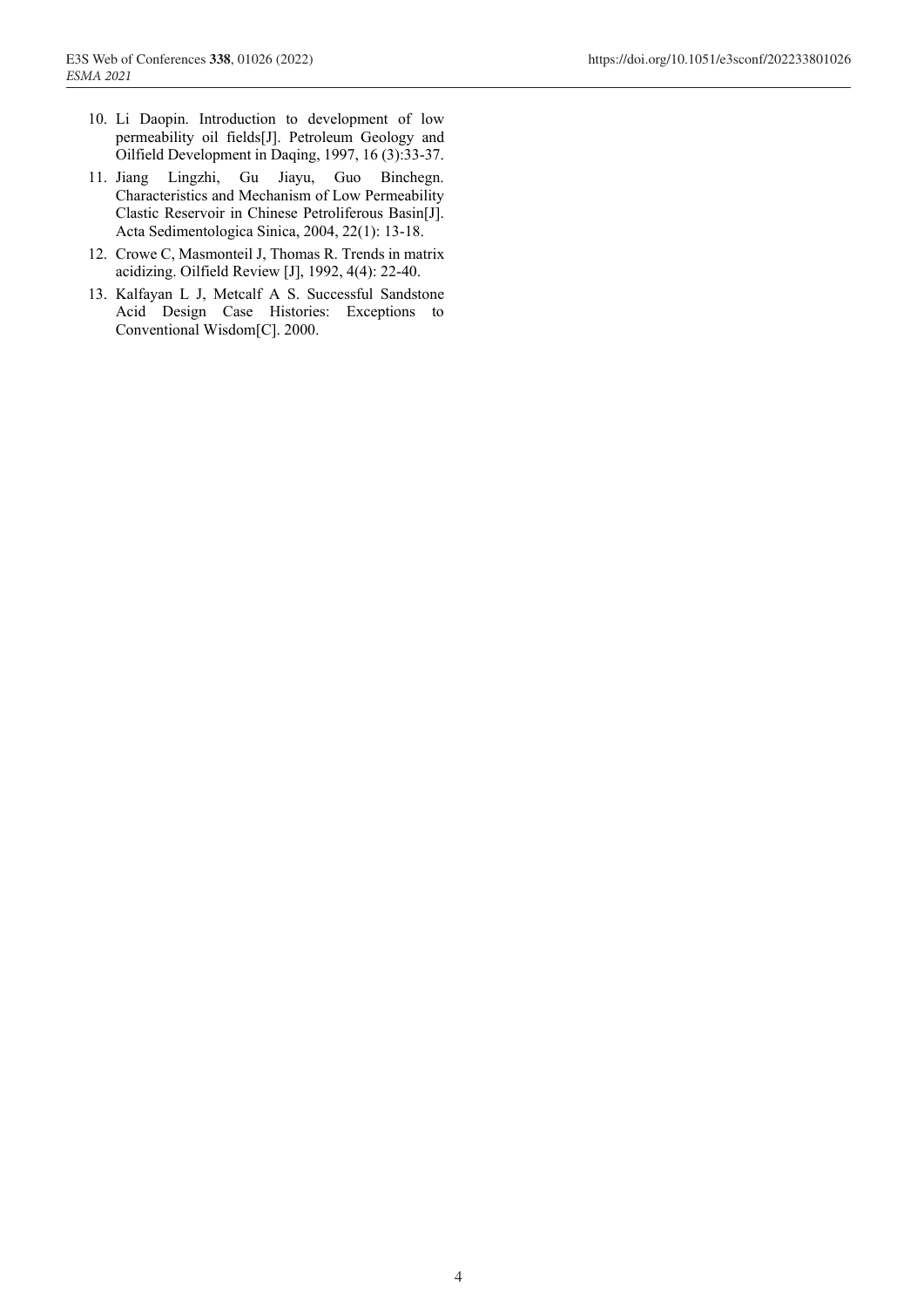10. Li Daopin. Introduction to development of low permeability oil fields[J]. Petroleum Geology and Oilfield Development in Daqing, 1997, 16 (3):33-37.
11. Jiang Lingzhi, Gu Jiayu, Guo Binchegn. Characteristics and Mechanism of Low Permeability Clastic Reservoir in Chinese Petroliferous Basin[J]. Acta Sedimentologica Sinica, 2004, 22(1): 13-18.
12. Crowe C, Masmonteil J, Thomas R. Trends in matrix acidizing. Oilfield Review [J], 1992, 4(4): 22-40.
13. Kalfayan L J, Metcalf A S. Successful Sandstone Acid Design Case Histories: Exceptions to Conventional Wisdom[C]. 2000.